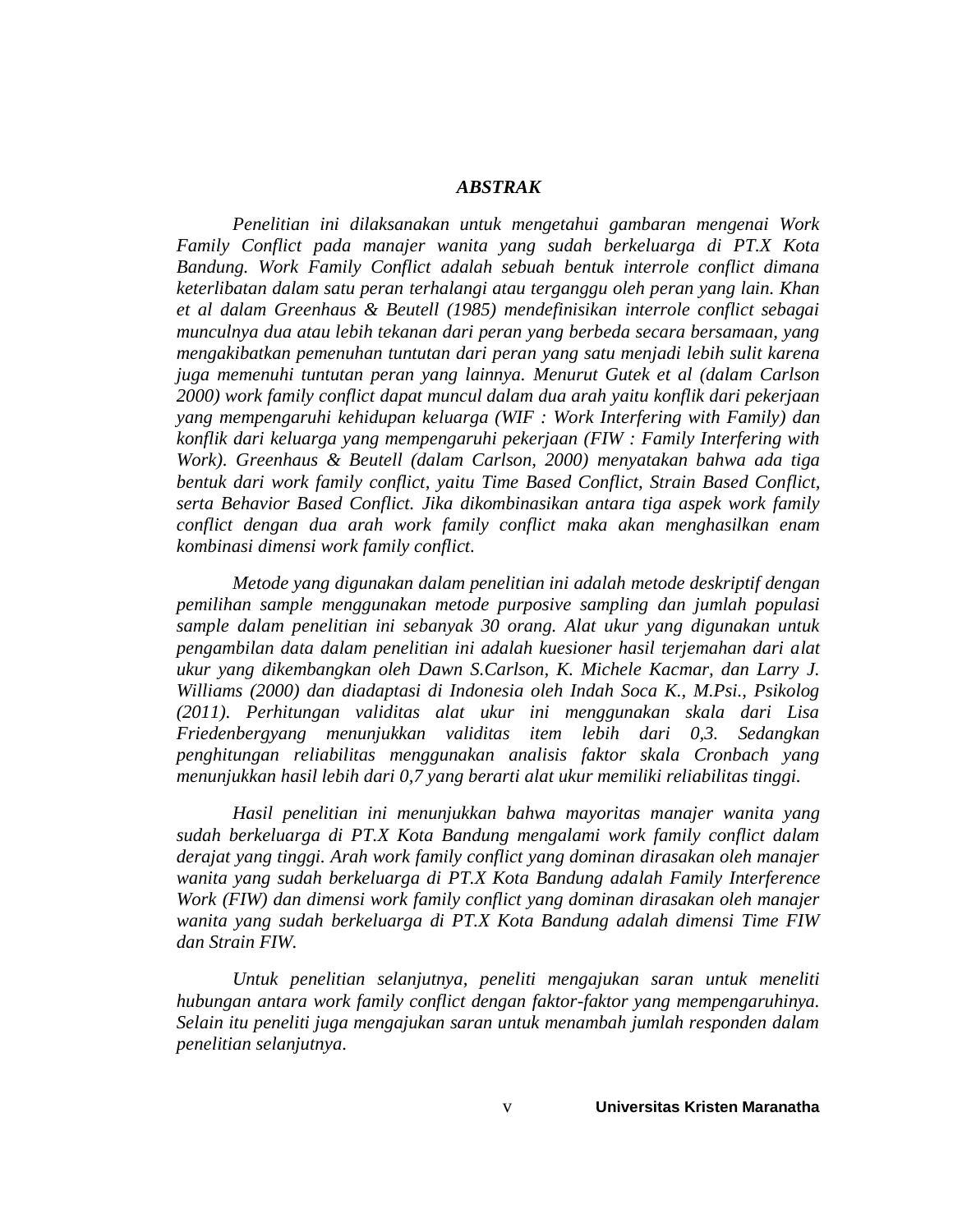# *ABSTRAK*

*Penelitian ini dilaksanakan untuk mengetahui gambaran mengenai Work Family Conflict pada manajer wanita yang sudah berkeluarga di PT.X Kota Bandung. Work Family Conflict adalah sebuah bentuk interrole conflict dimana keterlibatan dalam satu peran terhalangi atau terganggu oleh peran yang lain. Khan et al dalam Greenhaus & Beutell (1985) mendefinisikan interrole conflict sebagai munculnya dua atau lebih tekanan dari peran yang berbeda secara bersamaan, yang mengakibatkan pemenuhan tuntutan dari peran yang satu menjadi lebih sulit karena juga memenuhi tuntutan peran yang lainnya. Menurut Gutek et al (dalam Carlson 2000) work family conflict dapat muncul dalam dua arah yaitu konflik dari pekerjaan yang mempengaruhi kehidupan keluarga (WIF : Work Interfering with Family) dan konflik dari keluarga yang mempengaruhi pekerjaan (FIW : Family Interfering with Work). Greenhaus & Beutell (dalam Carlson, 2000) menyatakan bahwa ada tiga bentuk dari work family conflict, yaitu Time Based Conflict, Strain Based Conflict, serta Behavior Based Conflict. Jika dikombinasikan antara tiga aspek work family conflict dengan dua arah work family conflict maka akan menghasilkan enam kombinasi dimensi work family conflict.*

*Metode yang digunakan dalam penelitian ini adalah metode deskriptif dengan pemilihan sample menggunakan metode purposive sampling dan jumlah populasi sample dalam penelitian ini sebanyak 30 orang. Alat ukur yang digunakan untuk pengambilan data dalam penelitian ini adalah kuesioner hasil terjemahan dari alat ukur yang dikembangkan oleh Dawn S.Carlson, K. Michele Kacmar, dan Larry J. Williams (2000) dan diadaptasi di Indonesia oleh Indah Soca K., M.Psi., Psikolog (2011). Perhitungan validitas alat ukur ini menggunakan skala dari Lisa Friedenbergyang menunjukkan validitas item lebih dari 0,3. Sedangkan penghitungan reliabilitas menggunakan analisis faktor skala Cronbach yang menunjukkan hasil lebih dari 0,7 yang berarti alat ukur memiliki reliabilitas tinggi.*

*Hasil penelitian ini menunjukkan bahwa mayoritas manajer wanita yang sudah berkeluarga di PT.X Kota Bandung mengalami work family conflict dalam derajat yang tinggi. Arah work family conflict yang dominan dirasakan oleh manajer wanita yang sudah berkeluarga di PT.X Kota Bandung adalah Family Interference Work (FIW) dan dimensi work family conflict yang dominan dirasakan oleh manajer wanita yang sudah berkeluarga di PT.X Kota Bandung adalah dimensi Time FIW dan Strain FIW.*

*Untuk penelitian selanjutnya, peneliti mengajukan saran untuk meneliti hubungan antara work family conflict dengan faktor-faktor yang mempengaruhinya. Selain itu peneliti juga mengajukan saran untuk menambah jumlah responden dalam penelitian selanjutnya.*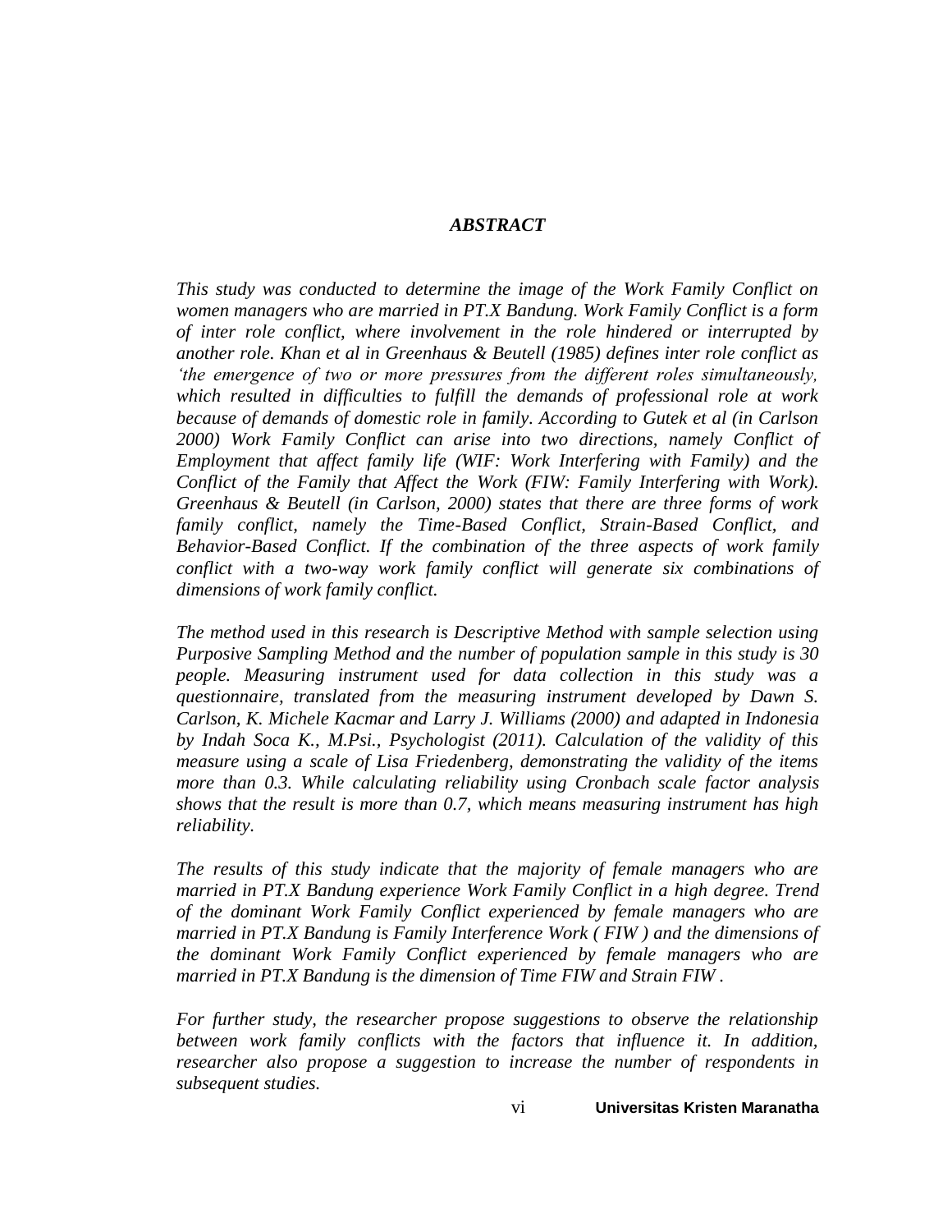# *ABSTRACT*

*This study was conducted to determine the image of the Work Family Conflict on women managers who are married in PT.X Bandung. Work Family Conflict is a form of inter role conflict, where involvement in the role hindered or interrupted by another role. Khan et al in Greenhaus & Beutell (1985) defines inter role conflict as 'the emergence of two or more pressures from the different roles simultaneously, which resulted in difficulties to fulfill the demands of professional role at work because of demands of domestic role in family. According to Gutek et al (in Carlson 2000) Work Family Conflict can arise into two directions, namely Conflict of Employment that affect family life (WIF: Work Interfering with Family) and the Conflict of the Family that Affect the Work (FIW: Family Interfering with Work). Greenhaus & Beutell (in Carlson, 2000) states that there are three forms of work family conflict, namely the Time-Based Conflict, Strain-Based Conflict, and Behavior-Based Conflict. If the combination of the three aspects of work family conflict with a two-way work family conflict will generate six combinations of dimensions of work family conflict.*

*The method used in this research is Descriptive Method with sample selection using Purposive Sampling Method and the number of population sample in this study is 30 people. Measuring instrument used for data collection in this study was a questionnaire, translated from the measuring instrument developed by Dawn S. Carlson, K. Michele Kacmar and Larry J. Williams (2000) and adapted in Indonesia by Indah Soca K., M.Psi., Psychologist (2011). Calculation of the validity of this measure using a scale of Lisa Friedenberg, demonstrating the validity of the items more than 0.3. While calculating reliability using Cronbach scale factor analysis shows that the result is more than 0.7, which means measuring instrument has high reliability.*

*The results of this study indicate that the majority of female managers who are married in PT.X Bandung experience Work Family Conflict in a high degree. Trend of the dominant Work Family Conflict experienced by female managers who are married in PT.X Bandung is Family Interference Work ( FIW ) and the dimensions of the dominant Work Family Conflict experienced by female managers who are married in PT.X Bandung is the dimension of Time FIW and Strain FIW .*

*For further study, the researcher propose suggestions to observe the relationship between work family conflicts with the factors that influence it. In addition, researcher also propose a suggestion to increase the number of respondents in subsequent studies.*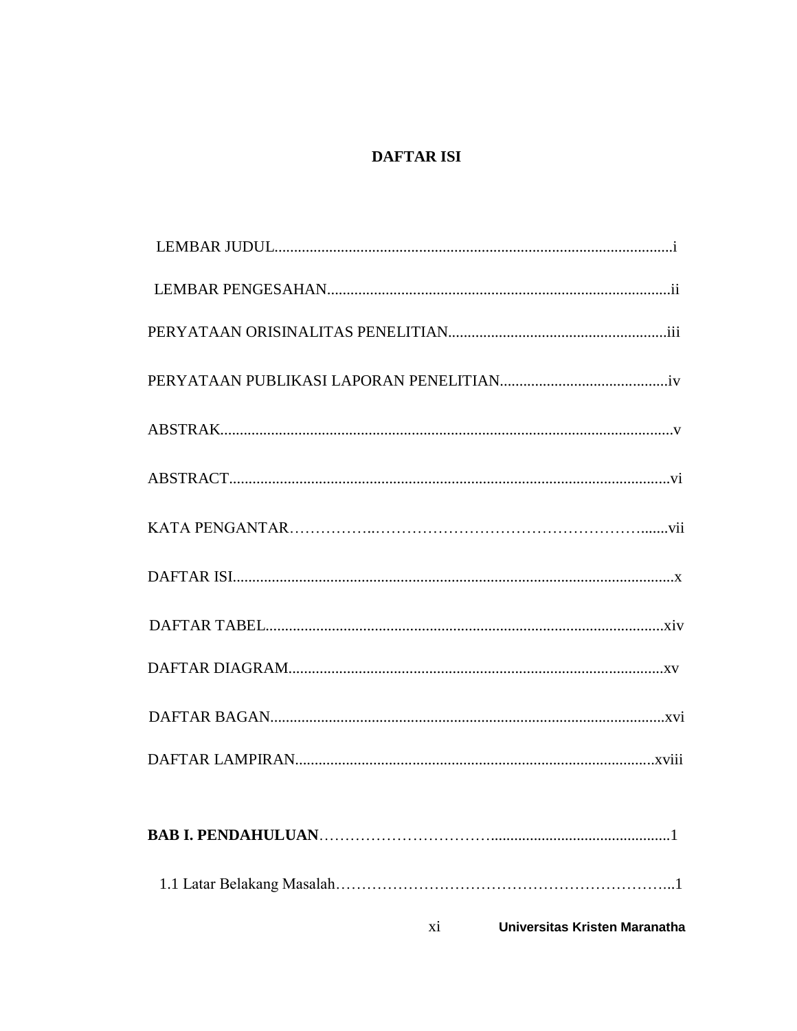# DAFTAR ISI

LEMBAR JUDUL......................................................................................................i

LEMBAR PENGESAHAN........................................................................................ii

PERYATAAN ORISINALITAS PENELITIAN........................................................iii

PERYATAAN PUBLIKASI LAPORAN PENELITIAN...........................................iv

ABSTRAK....................................................................................................................v

ABSTRACT................................................................................................................vi

KATA PENGANTAR……………..…………………………………………….......vii

DAFTAR ISI.................................................................................................................x

DAFTAR TABEL......................................................................................................xiv

DAFTAR DIAGRAM................................................................................................xv

DAFTAR BAGAN.....................................................................................................xvi

DAFTAR LAMPIRAN............................................................................................xviii

**BAB I. PENDAHULUAN**…………………………….............................................1

1.1 Latar Belakang Masalah………………………………………………………...1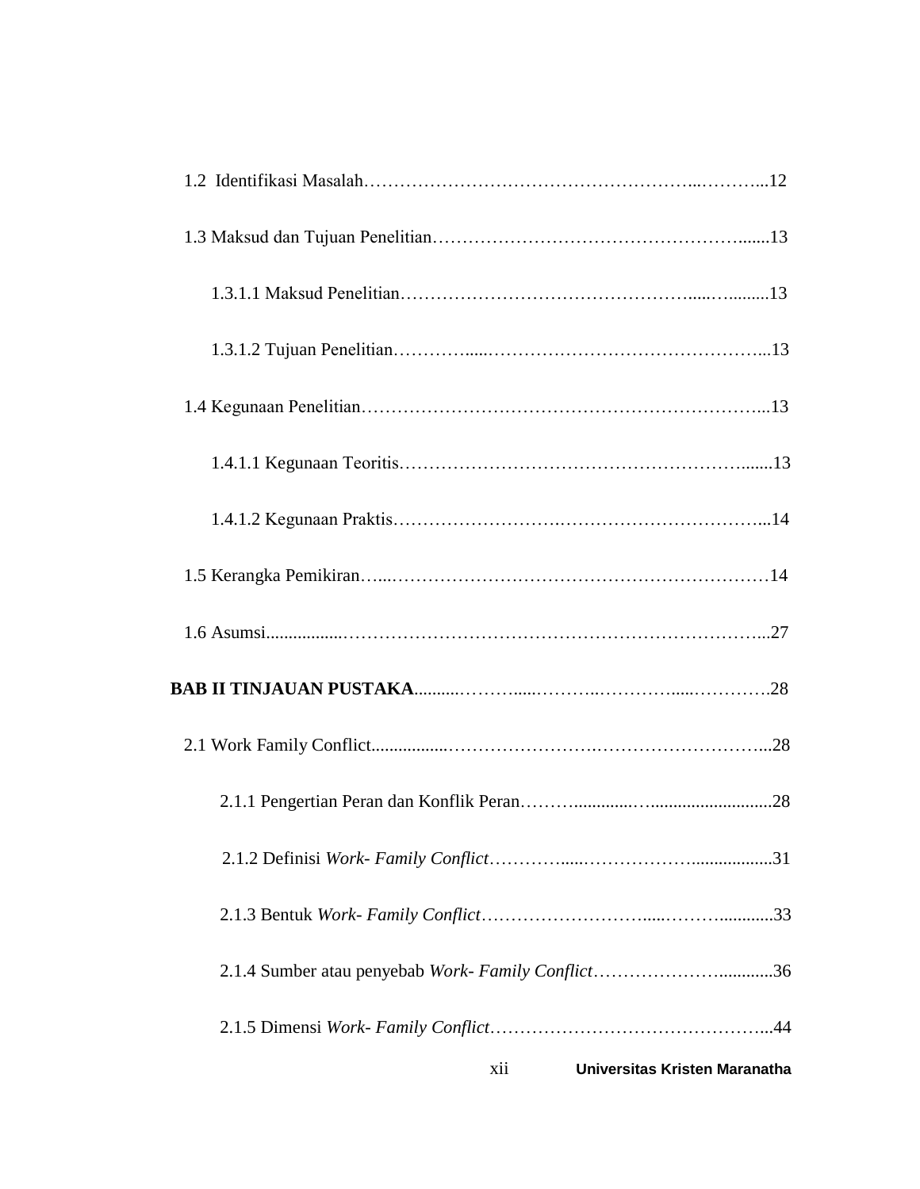1.2 Identifikasi Masalah……………………………………………………..………...12

1.3 Maksud dan Tujuan Penelitian……………………………………………….......13

1.3.1.1 Maksud Penelitian…………………………………………......….........13

1.3.1.2 Tujuan Penelitian…………......…………………………………………...13

1.4 Kegunaan Penelitian……………………………………………………………...13

1.4.1.1 Kegunaan Teoritis…………………………………………………….......13

1.4.1.2 Kegunaan Praktis………………………………………………………...14

1.5 Kerangka Pemikiran…...………………………………………………………14

1.6 Asumsi.................……………………………………………………………...27

**BAB II TINJAUAN PUSTAKA**..........………......………..…………......………….28

2.1 Work Family Conflict.................……………………….………………………...28

2.1.1 Pengertian Peran dan Konflik Peran……….............…..........................28

2.1.2 Definisi *Work- Family Conflict*…………......………………….................31

2.1.3 Bentuk *Work- Family Conflict*……………………….....………............33

2.1.4 Sumber atau penyebab *Work- Family Conflict*………………….............36

2.1.5 Dimensi *Work- Family Conflict*………………………………………...44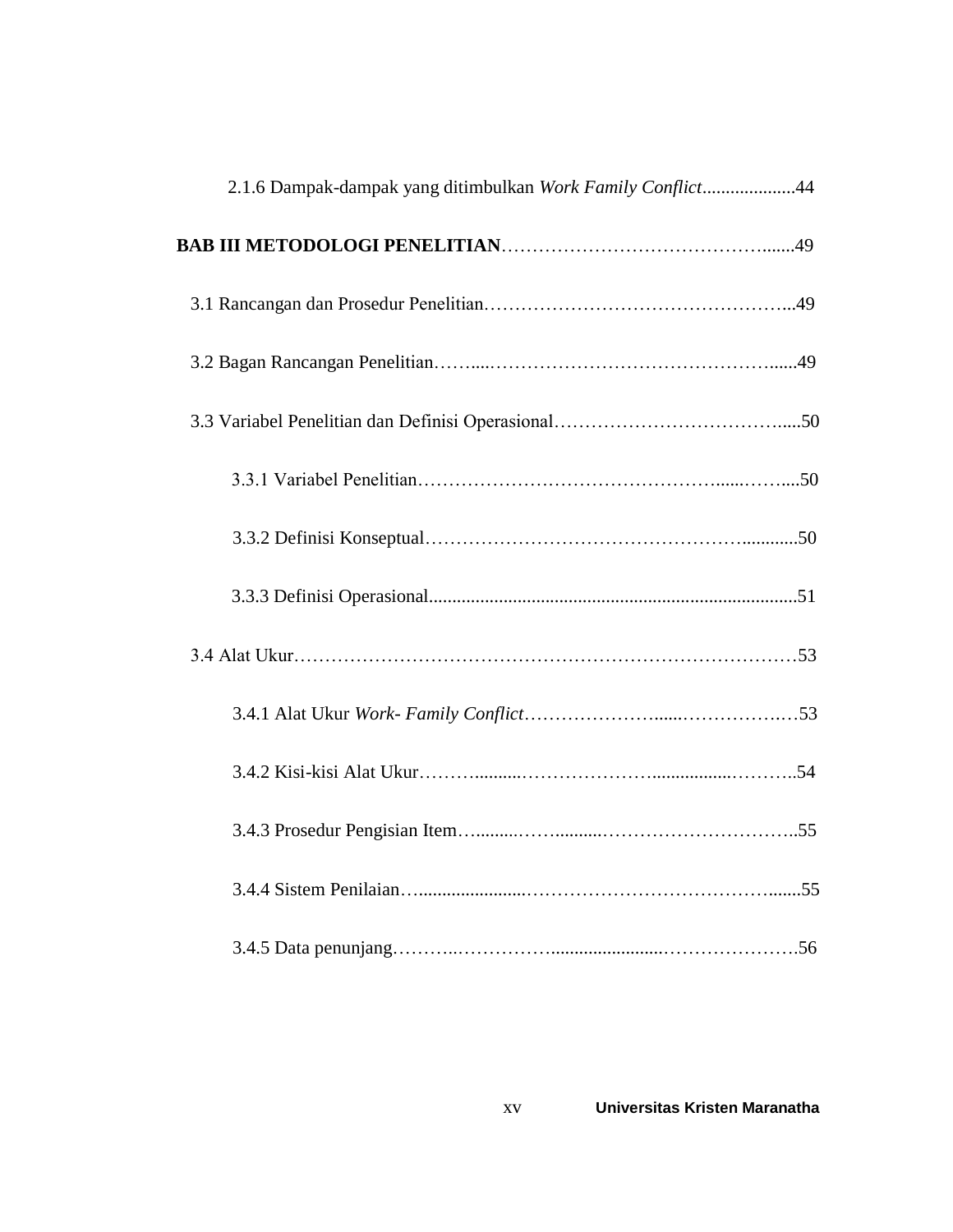2.1.6 Dampak-dampak yang ditimbulkan *Work Family Conflict*....................44

**BAB III METODOLOGI PENELITIAN**…………………………………….......49

3.1 Rancangan dan Prosedur Penelitian…………………………………………...49

3.2 Bagan Rancangan Penelitian……....…………………………………….......49

3.3 Variabel Penelitian dan Definisi Operasional………………………………….....50

3.3.1 Variabel Penelitian………………………………………......……....50

3.3.2 Definisi Konseptual……………………………………………............50

3.3.3 Definisi Operasional..............................................................................51

3.4 Alat Ukur………………………………………………………………………53

3.4.1 Alat Ukur *Work- Family Conflict*…………………......……………..…53

3.4.2 Kisi-kisi Alat Ukur……...........………………….................………..54

3.4.3 Prosedur Pengisian Item…..........…….........…………………………..55

3.4.4 Sistem Penilaian…......................……………………………………......55

3.4.5 Data penunjang………..……………........................………………….56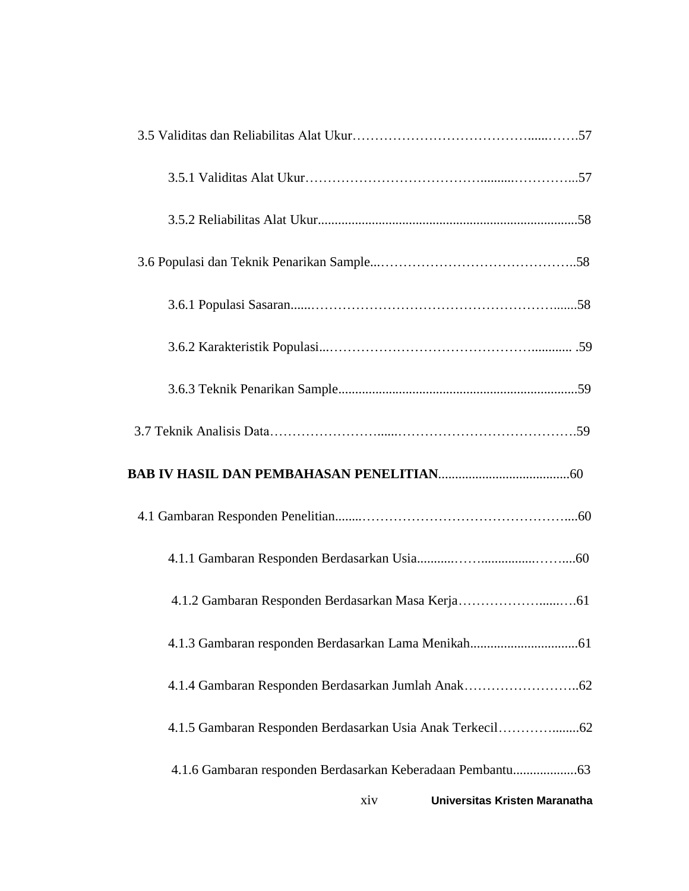3.5 Validitas dan Reliabilitas Alat Ukur…………………………………......…….57

3.5.1 Validitas Alat Ukur…………………………………..........…………...57

3.5.2 Reliabilitas Alat Ukur............................................................................58

3.6 Populasi dan Teknik Penarikan Sample...……………………………………..58

3.6.1 Populasi Sasaran......…………………………………………………......58

3.6.2 Karakteristik Populasi...…………….…………………………............ .59

3.6.3 Teknik Penarikan Sample......................................................................59

3.7 Teknik Analisis Data……………………......………………………………….59

**BAB IV HASIL DAN PEMBAHASAN PENELITIAN**.......................................60

4.1 Gambaran Responden Penelitian.......………………………………………....60

4.1.1 Gambaran Responden Berdasarkan Usia...........……................……...60

4.1.2 Gambaran Responden Berdasarkan Masa Kerja………………......….61

4.1.3 Gambaran responden Berdasarkan Lama Menikah................................61

4.1.4 Gambaran Responden Berdasarkan Jumlah Anak……………………..62

4.1.5 Gambaran Responden Berdasarkan Usia Anak Terkecil………….......62

4.1.6 Gambaran responden Berdasarkan Keberadaan Pembantu...................63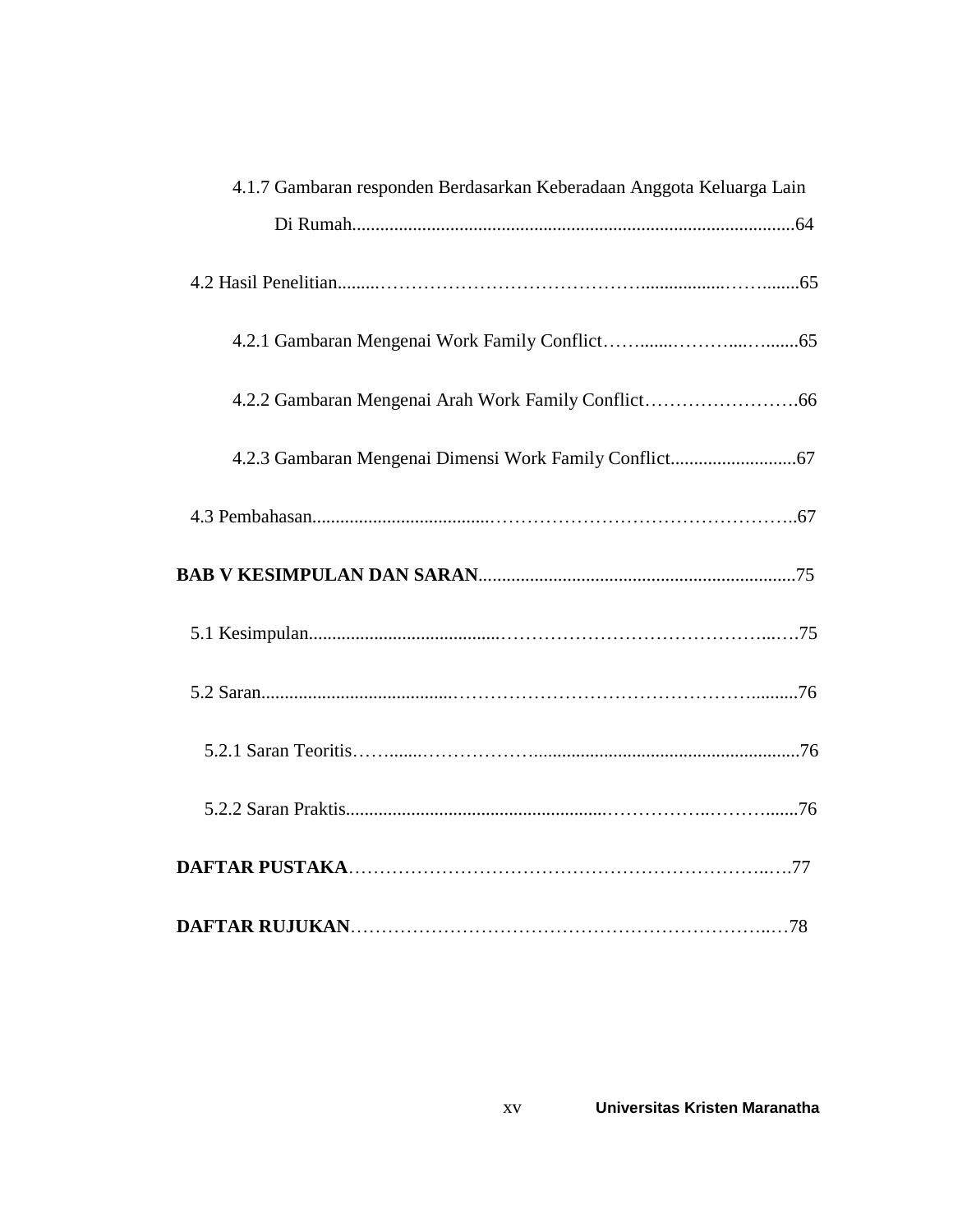4.1.7 Gambaran responden Berdasarkan Keberadaan Anggota Keluarga Lain Di Rumah..............................................................................................64

4.2 Hasil Penelitian.........……………………………………..................……........65

4.2.1 Gambaran Mengenai Work Family Conflict……........………...….......65

4.2.2 Gambaran Mengenai Arah Work Family Conflict…………………….66

4.2.3 Gambaran Mengenai Dimensi Work Family Conflict...........................67

4.3 Pembahasan.....................................………………………………………..67

**BAB V KESIMPULAN DAN SARAN**....................................................................75

5.1 Kesimpulan........................................……………………………………...….75

5.2 Saran.........................................……………………………………………..........76

5.2.1 Saran Teoritis……........………………….......................................................76

5.2.2 Saran Praktis.......................................................……………..……….......76

**DAFTAR PUSTAKA**…………………………………………………………..….77

**DAFTAR RUJUKAN**…………………………………………………………...…78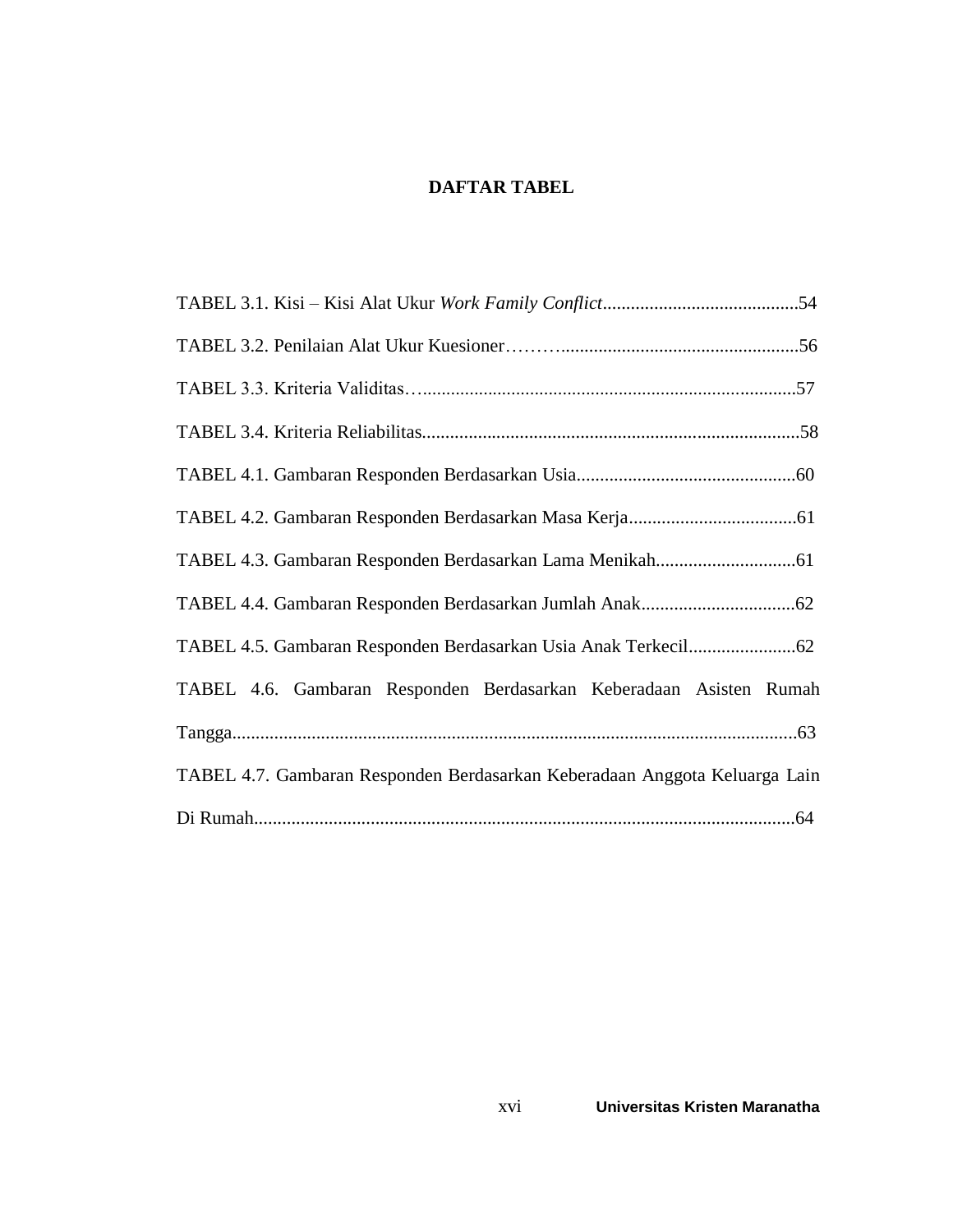# DAFTAR TABEL

TABEL 3.1. Kisi – Kisi Alat Ukur *Work Family Conflict*..........................................54

TABEL 3.2. Penilaian Alat Ukur Kuesioner………..................................................56

TABEL 3.3. Kriteria Validitas…..............................................................................57

TABEL 3.4. Kriteria Reliabilitas...............................................................................58

TABEL 4.1. Gambaran Responden Berdasarkan Usia...............................................60

TABEL 4.2. Gambaran Responden Berdasarkan Masa Kerja....................................61

TABEL 4.3. Gambaran Responden Berdasarkan Lama Menikah..............................61

TABEL 4.4. Gambaran Responden Berdasarkan Jumlah Anak.................................62

TABEL 4.5. Gambaran Responden Berdasarkan Usia Anak Terkecil.......................62

TABEL 4.6. Gambaran Responden Berdasarkan Keberadaan Asisten Rumah Tangga.........................................................................................................................63

TABEL 4.7. Gambaran Responden Berdasarkan Keberadaan Anggota Keluarga Lain Di Rumah...................................................................................................................64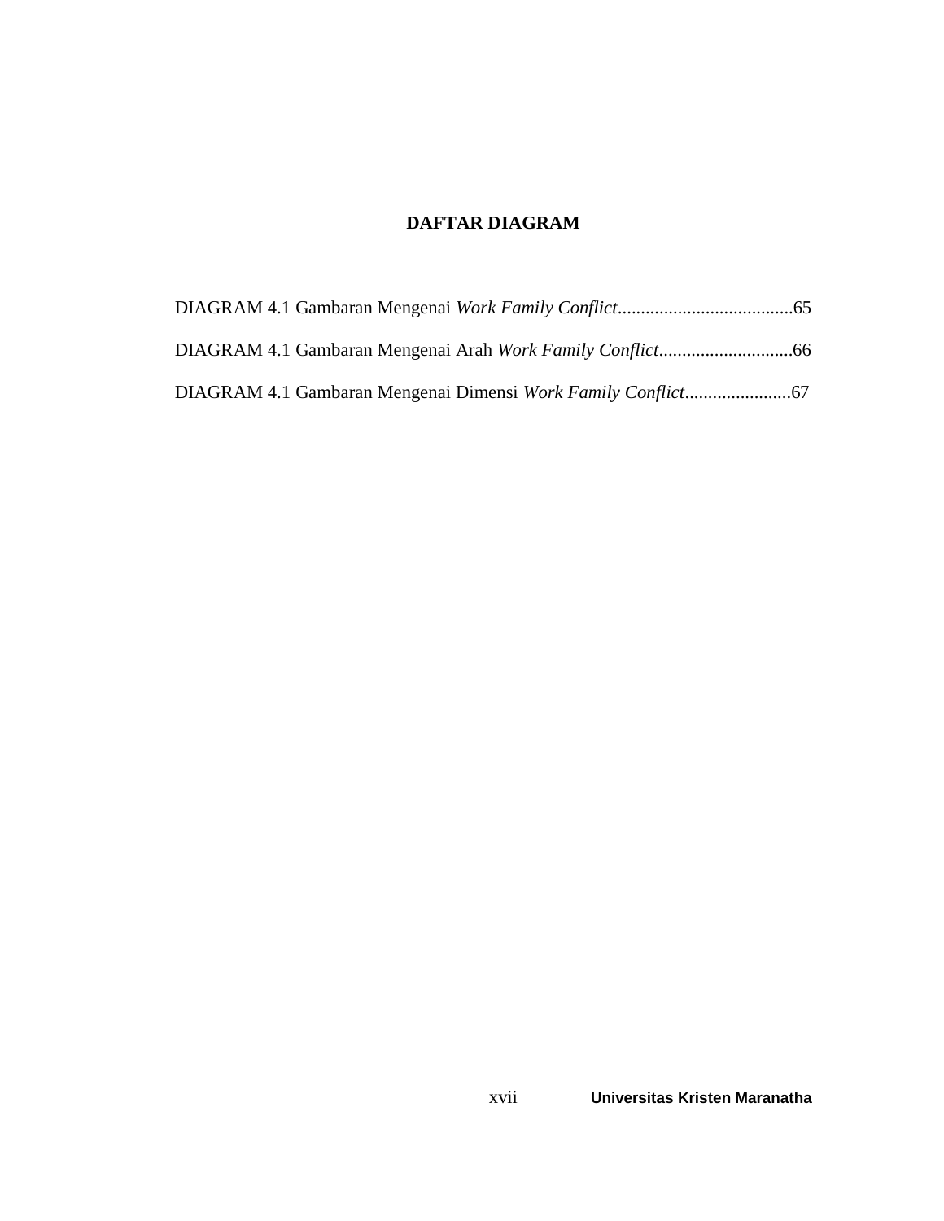# DAFTAR DIAGRAM

DIAGRAM 4.1 Gambaran Mengenai *Work Family Conflict*......................................65

DIAGRAM 4.1 Gambaran Mengenai Arah *Work Family Conflict*.............................66

DIAGRAM 4.1 Gambaran Mengenai Dimensi *Work Family Conflict*.......................67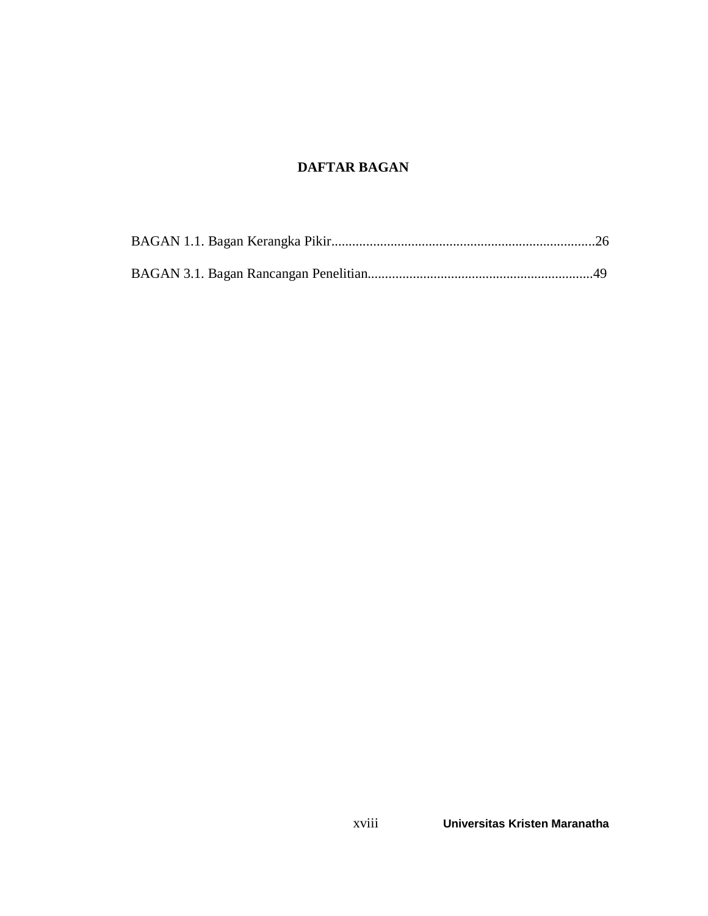# DAFTAR BAGAN

BAGAN 1.1. Bagan Kerangka Pikir..........................................................................26

BAGAN 3.1. Bagan Rancangan Penelitian................................................................49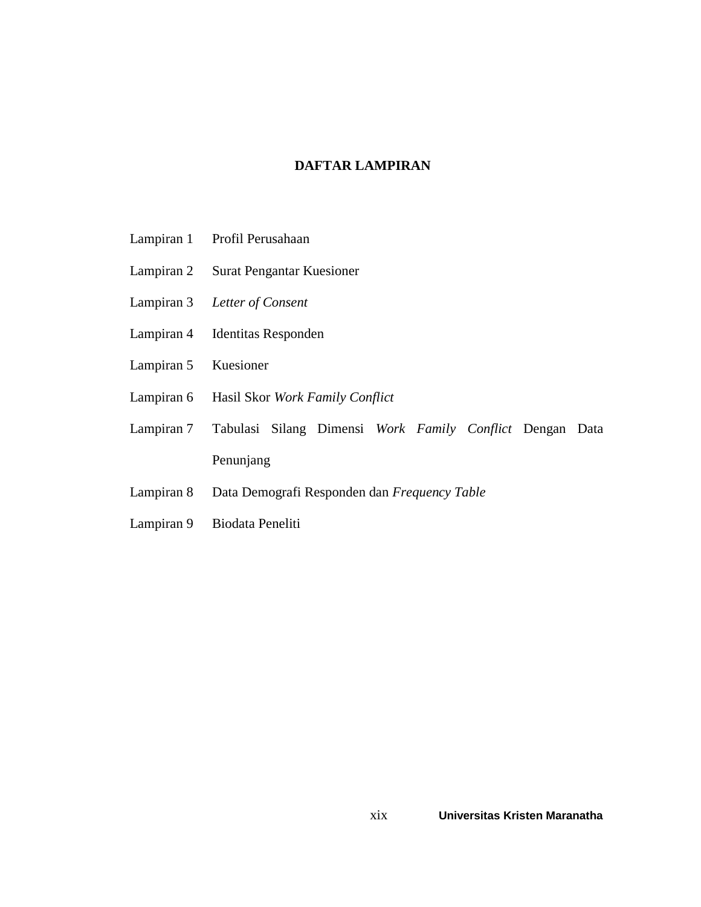# DAFTAR LAMPIRAN

Lampiran 1 Profil Perusahaan

Lampiran 2 Surat Pengantar Kuesioner

Lampiran 3 *Letter of Consent*

Lampiran 4 Identitas Responden

Lampiran 5 Kuesioner

Lampiran 6 Hasil Skor *Work Family Conflict*

Lampiran 7 Tabulasi Silang Dimensi *Work Family Conflict* Dengan Data Penunjang

Lampiran 8 Data Demografi Responden dan *Frequency Table*

Lampiran 9 Biodata Peneliti